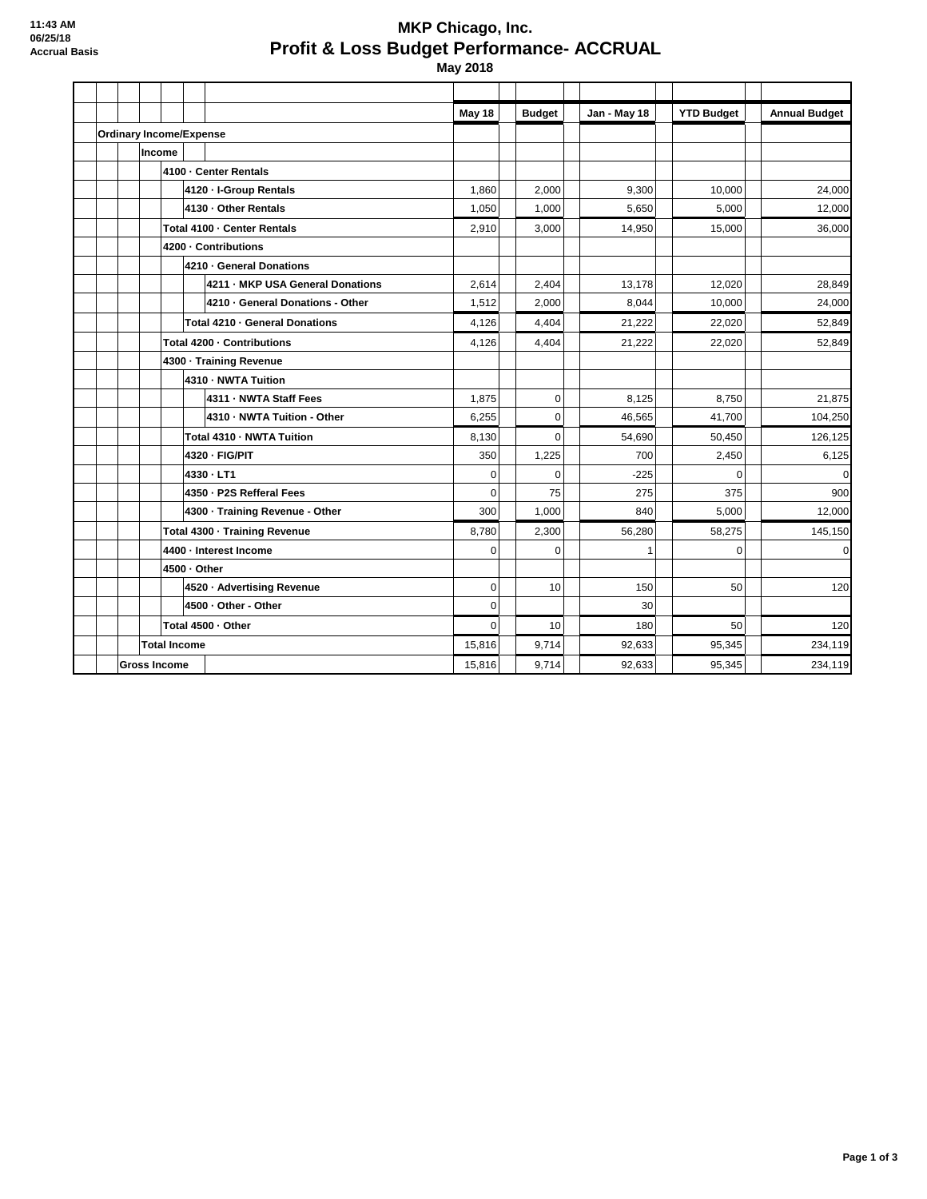11:43 AM
06/25/18
Accrual Basis

# MKP Chicago, Inc.
## Profit & Loss Budget Performance- ACCRUAL
### May 2018

| | May 18 | Budget | Jan - May 18 | YTD Budget | Annual Budget |
|---|---|---|---|---|---|
| **Ordinary Income/Expense** | | | | | |
| **Income** | | | | | |
| **4100 · Center Rentals** | | | | | |
| **4120 · I-Group Rentals** | 1,860 | 2,000 | 9,300 | 10,000 | 24,000 |
| **4130 · Other Rentals** | 1,050 | 1,000 | 5,650 | 5,000 | 12,000 |
| **Total 4100 · Center Rentals** | 2,910 | 3,000 | 14,950 | 15,000 | 36,000 |
| **4200 · Contributions** | | | | | |
| **4210 · General Donations** | | | | | |
| **4211 · MKP USA General Donations** | 2,614 | 2,404 | 13,178 | 12,020 | 28,849 |
| **4210 · General Donations - Other** | 1,512 | 2,000 | 8,044 | 10,000 | 24,000 |
| **Total 4210 · General Donations** | 4,126 | 4,404 | 21,222 | 22,020 | 52,849 |
| **Total 4200 · Contributions** | 4,126 | 4,404 | 21,222 | 22,020 | 52,849 |
| **4300 · Training Revenue** | | | | | |
| **4310 · NWTA Tuition** | | | | | |
| **4311 · NWTA Staff Fees** | 1,875 | 0 | 8,125 | 8,750 | 21,875 |
| **4310 · NWTA Tuition - Other** | 6,255 | 0 | 46,565 | 41,700 | 104,250 |
| **Total 4310 · NWTA Tuition** | 8,130 | 0 | 54,690 | 50,450 | 126,125 |
| **4320 · FIG/PIT** | 350 | 1,225 | 700 | 2,450 | 6,125 |
| **4330 · LT1** | 0 | 0 | -225 | 0 | 0 |
| **4350 · P2S Refferal Fees** | 0 | 75 | 275 | 375 | 900 |
| **4300 · Training Revenue - Other** | 300 | 1,000 | 840 | 5,000 | 12,000 |
| **Total 4300 · Training Revenue** | 8,780 | 2,300 | 56,280 | 58,275 | 145,150 |
| **4400 · Interest Income** | 0 | 0 | 1 | 0 | 0 |
| **4500 · Other** | | | | | |
| **4520 · Advertising Revenue** | 0 | 10 | 150 | 50 | 120 |
| **4500 · Other - Other** | 0 | | 30 | | |
| **Total 4500 · Other** | 0 | 10 | 180 | 50 | 120 |
| **Total Income** | 15,816 | 9,714 | 92,633 | 95,345 | 234,119 |
| **Gross Income** | 15,816 | 9,714 | 92,633 | 95,345 | 234,119 |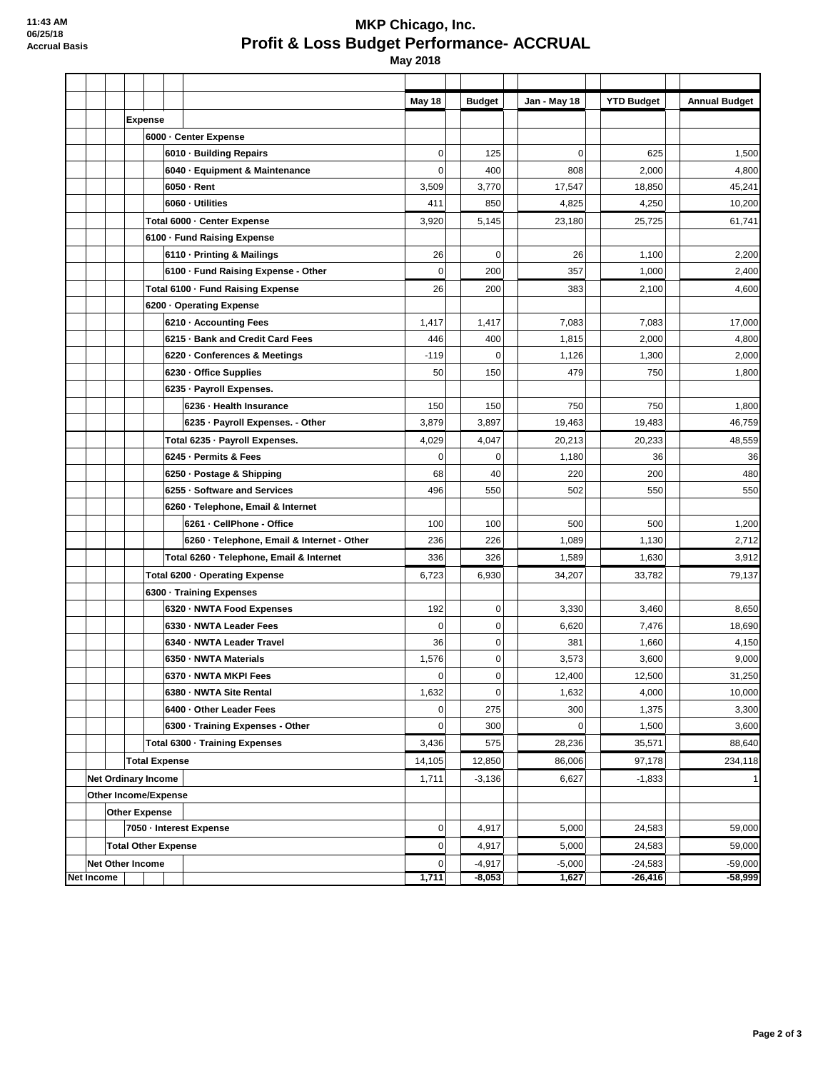# MKP Chicago, Inc.

## Profit & Loss Budget Performance- ACCRUAL

### May 2018

11:43 AM
06/25/18
Accrual Basis

| | May 18 | Budget | Jan - May 18 | YTD Budget | Annual Budget |
|---|---|---|---|---|---|
| **Expense** | | | | | |
| 6000 · Center Expense | | | | | |
| 6010 · Building Repairs | 0 | 125 | 0 | 625 | 1,500 |
| 6040 · Equipment & Maintenance | 0 | 400 | 808 | 2,000 | 4,800 |
| 6050 · Rent | 3,509 | 3,770 | 17,547 | 18,850 | 45,241 |
| 6060 · Utilities | 411 | 850 | 4,825 | 4,250 | 10,200 |
| Total 6000 · Center Expense | 3,920 | 5,145 | 23,180 | 25,725 | 61,741 |
| 6100 · Fund Raising Expense | | | | | |
| 6110 · Printing & Mailings | 26 | 0 | 26 | 1,100 | 2,200 |
| 6100 · Fund Raising Expense - Other | 0 | 200 | 357 | 1,000 | 2,400 |
| Total 6100 · Fund Raising Expense | 26 | 200 | 383 | 2,100 | 4,600 |
| 6200 · Operating Expense | | | | | |
| 6210 · Accounting Fees | 1,417 | 1,417 | 7,083 | 7,083 | 17,000 |
| 6215 · Bank and Credit Card Fees | 446 | 400 | 1,815 | 2,000 | 4,800 |
| 6220 · Conferences & Meetings | -119 | 0 | 1,126 | 1,300 | 2,000 |
| 6230 · Office Supplies | 50 | 150 | 479 | 750 | 1,800 |
| 6235 · Payroll Expenses. | | | | | |
| 6236 · Health Insurance | 150 | 150 | 750 | 750 | 1,800 |
| 6235 · Payroll Expenses. - Other | 3,879 | 3,897 | 19,463 | 19,483 | 46,759 |
| Total 6235 · Payroll Expenses. | 4,029 | 4,047 | 20,213 | 20,233 | 48,559 |
| 6245 · Permits & Fees | 0 | 0 | 1,180 | 36 | 36 |
| 6250 · Postage & Shipping | 68 | 40 | 220 | 200 | 480 |
| 6255 · Software and Services | 496 | 550 | 502 | 550 | 550 |
| 6260 · Telephone, Email & Internet | | | | | |
| 6261 · CellPhone - Office | 100 | 100 | 500 | 500 | 1,200 |
| 6260 · Telephone, Email & Internet - Other | 236 | 226 | 1,089 | 1,130 | 2,712 |
| Total 6260 · Telephone, Email & Internet | 336 | 326 | 1,589 | 1,630 | 3,912 |
| Total 6200 · Operating Expense | 6,723 | 6,930 | 34,207 | 33,782 | 79,137 |
| 6300 · Training Expenses | | | | | |
| 6320 · NWTA Food Expenses | 192 | 0 | 3,330 | 3,460 | 8,650 |
| 6330 · NWTA Leader Fees | 0 | 0 | 6,620 | 7,476 | 18,690 |
| 6340 · NWTA Leader Travel | 36 | 0 | 381 | 1,660 | 4,150 |
| 6350 · NWTA Materials | 1,576 | 0 | 3,573 | 3,600 | 9,000 |
| 6370 · NWTA MKPI Fees | 0 | 0 | 12,400 | 12,500 | 31,250 |
| 6380 · NWTA Site Rental | 1,632 | 0 | 1,632 | 4,000 | 10,000 |
| 6400 · Other Leader Fees | 0 | 275 | 300 | 1,375 | 3,300 |
| 6300 · Training Expenses - Other | 0 | 300 | 0 | 1,500 | 3,600 |
| Total 6300 · Training Expenses | 3,436 | 575 | 28,236 | 35,571 | 88,640 |
| **Total Expense** | 14,105 | 12,850 | 86,006 | 97,178 | 234,118 |
| **Net Ordinary Income** | 1,711 | -3,136 | 6,627 | -1,833 | 1 |
| **Other Income/Expense** | | | | | |
| **Other Expense** | | | | | |
| 7050 · Interest Expense | 0 | 4,917 | 5,000 | 24,583 | 59,000 |
| **Total Other Expense** | 0 | 4,917 | 5,000 | 24,583 | 59,000 |
| **Net Other Income** | 0 | -4,917 | -5,000 | -24,583 | -59,000 |
| **Net Income** | **1,711** | **-8,053** | **1,627** | **-26,416** | **-58,999** |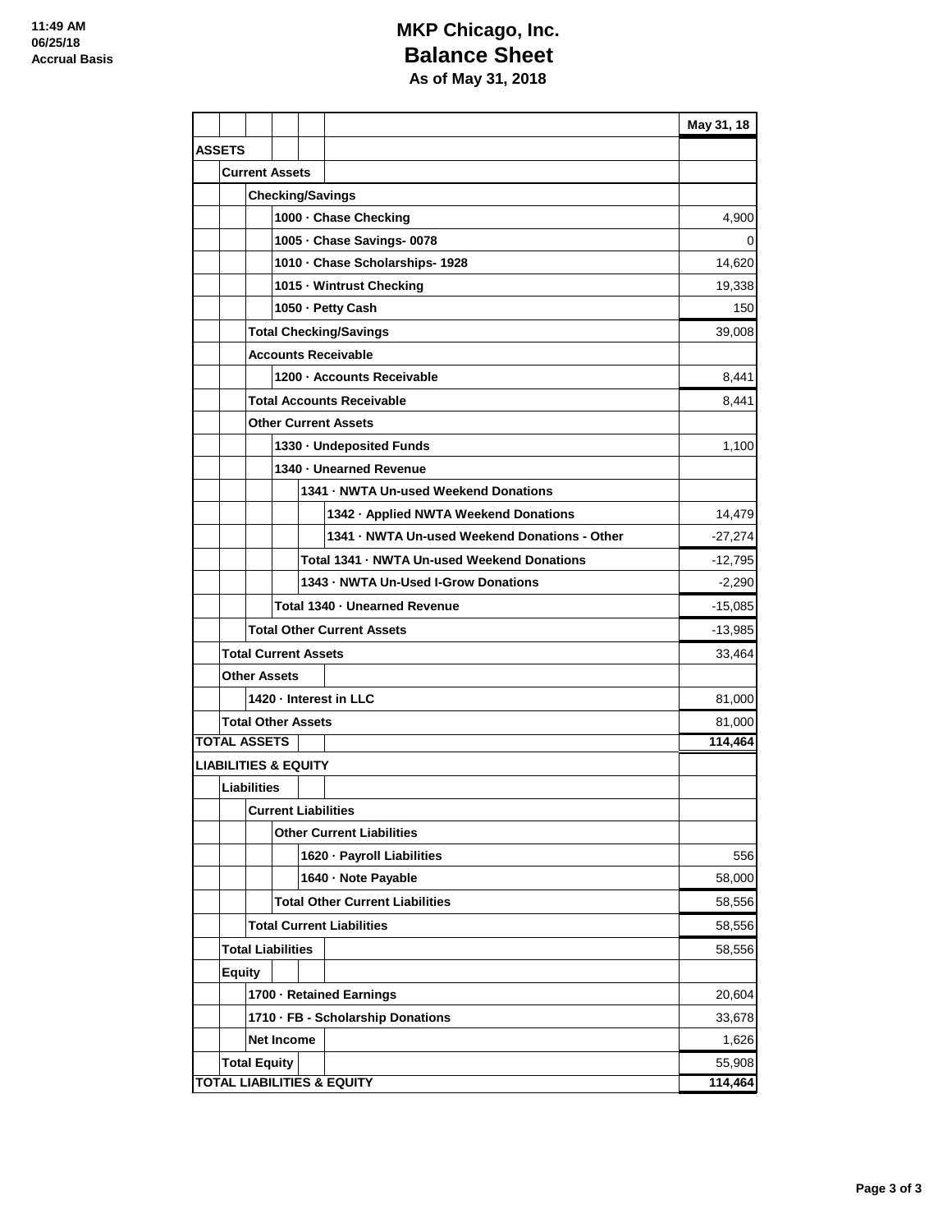11:49 AM
06/25/18
Accrual Basis

# MKP Chicago, Inc.
## Balance Sheet
### As of May 31, 2018

| | May 31, 18 |
|---|---|
| **ASSETS** | |
| **Current Assets** | |
| **Checking/Savings** | |
| **1000 · Chase Checking** | 4,900 |
| **1005 · Chase Savings- 0078** | 0 |
| **1010 · Chase Scholarships- 1928** | 14,620 |
| **1015 · Wintrust Checking** | 19,338 |
| **1050 · Petty Cash** | 150 |
| **Total Checking/Savings** | 39,008 |
| **Accounts Receivable** | |
| **1200 · Accounts Receivable** | 8,441 |
| **Total Accounts Receivable** | 8,441 |
| **Other Current Assets** | |
| **1330 · Undeposited Funds** | 1,100 |
| **1340 · Unearned Revenue** | |
| **1341 · NWTA Un-used Weekend Donations** | |
| **1342 · Applied NWTA Weekend Donations** | 14,479 |
| **1341 · NWTA Un-used Weekend Donations - Other** | -27,274 |
| **Total 1341 · NWTA Un-used Weekend Donations** | -12,795 |
| **1343 · NWTA Un-Used I-Grow Donations** | -2,290 |
| **Total 1340 · Unearned Revenue** | -15,085 |
| **Total Other Current Assets** | -13,985 |
| **Total Current Assets** | 33,464 |
| **Other Assets** | |
| **1420 · Interest in LLC** | 81,000 |
| **Total Other Assets** | 81,000 |
| **TOTAL ASSETS** | **114,464** |
| **LIABILITIES & EQUITY** | |
| **Liabilities** | |
| **Current Liabilities** | |
| **Other Current Liabilities** | |
| **1620 · Payroll Liabilities** | 556 |
| **1640 · Note Payable** | 58,000 |
| **Total Other Current Liabilities** | 58,556 |
| **Total Current Liabilities** | 58,556 |
| **Total Liabilities** | 58,556 |
| **Equity** | |
| **1700 · Retained Earnings** | 20,604 |
| **1710 · FB - Scholarship Donations** | 33,678 |
| **Net Income** | 1,626 |
| **Total Equity** | 55,908 |
| **TOTAL LIABILITIES & EQUITY** | **114,464** |